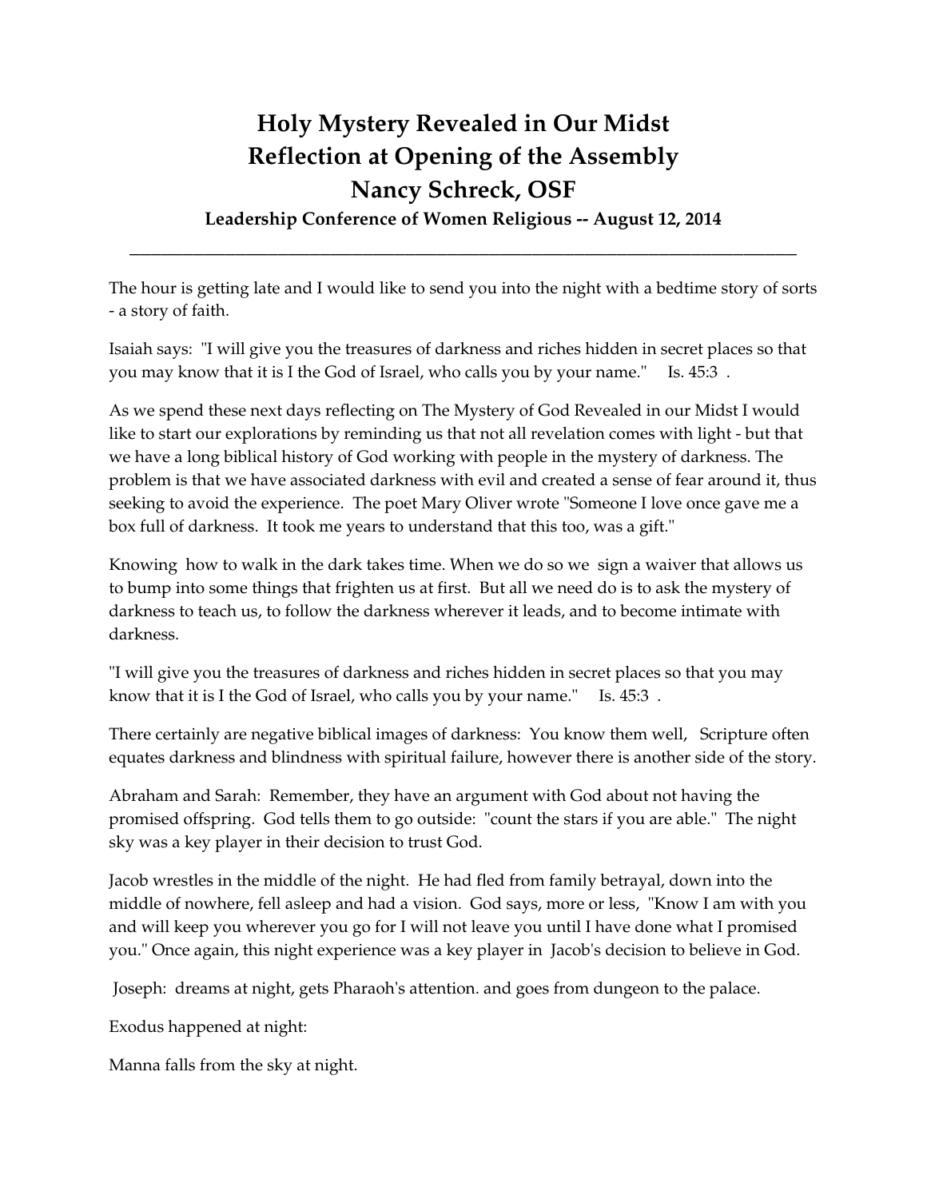# Holy Mystery Revealed in Our Midst
# Reflection at Opening of the Assembly
# Nancy Schreck, OSF

**Leadership Conference of Women Religious -- August 12, 2014**

---

The hour is getting late and I would like to send you into the night with a bedtime story of sorts - a story of faith.

Isaiah says: "I will give you the treasures of darkness and riches hidden in secret places so that you may know that it is I the God of Israel, who calls you by your name." Is. 45:3 .

As we spend these next days reflecting on The Mystery of God Revealed in our Midst I would like to start our explorations by reminding us that not all revelation comes with light - but that we have a long biblical history of God working with people in the mystery of darkness. The problem is that we have associated darkness with evil and created a sense of fear around it, thus seeking to avoid the experience. The poet Mary Oliver wrote "Someone I love once gave me a box full of darkness. It took me years to understand that this too, was a gift."

Knowing how to walk in the dark takes time. When we do so we sign a waiver that allows us to bump into some things that frighten us at first. But all we need do is to ask the mystery of darkness to teach us, to follow the darkness wherever it leads, and to become intimate with darkness.

"I will give you the treasures of darkness and riches hidden in secret places so that you may know that it is I the God of Israel, who calls you by your name." Is. 45:3 .

There certainly are negative biblical images of darkness: You know them well, Scripture often equates darkness and blindness with spiritual failure, however there is another side of the story.

Abraham and Sarah: Remember, they have an argument with God about not having the promised offspring. God tells them to go outside: "count the stars if you are able." The night sky was a key player in their decision to trust God.

Jacob wrestles in the middle of the night. He had fled from family betrayal, down into the middle of nowhere, fell asleep and had a vision. God says, more or less, "Know I am with you and will keep you wherever you go for I will not leave you until I have done what I promised you." Once again, this night experience was a key player in Jacob's decision to believe in God.

Joseph: dreams at night, gets Pharaoh's attention. and goes from dungeon to the palace.

Exodus happened at night:

Manna falls from the sky at night.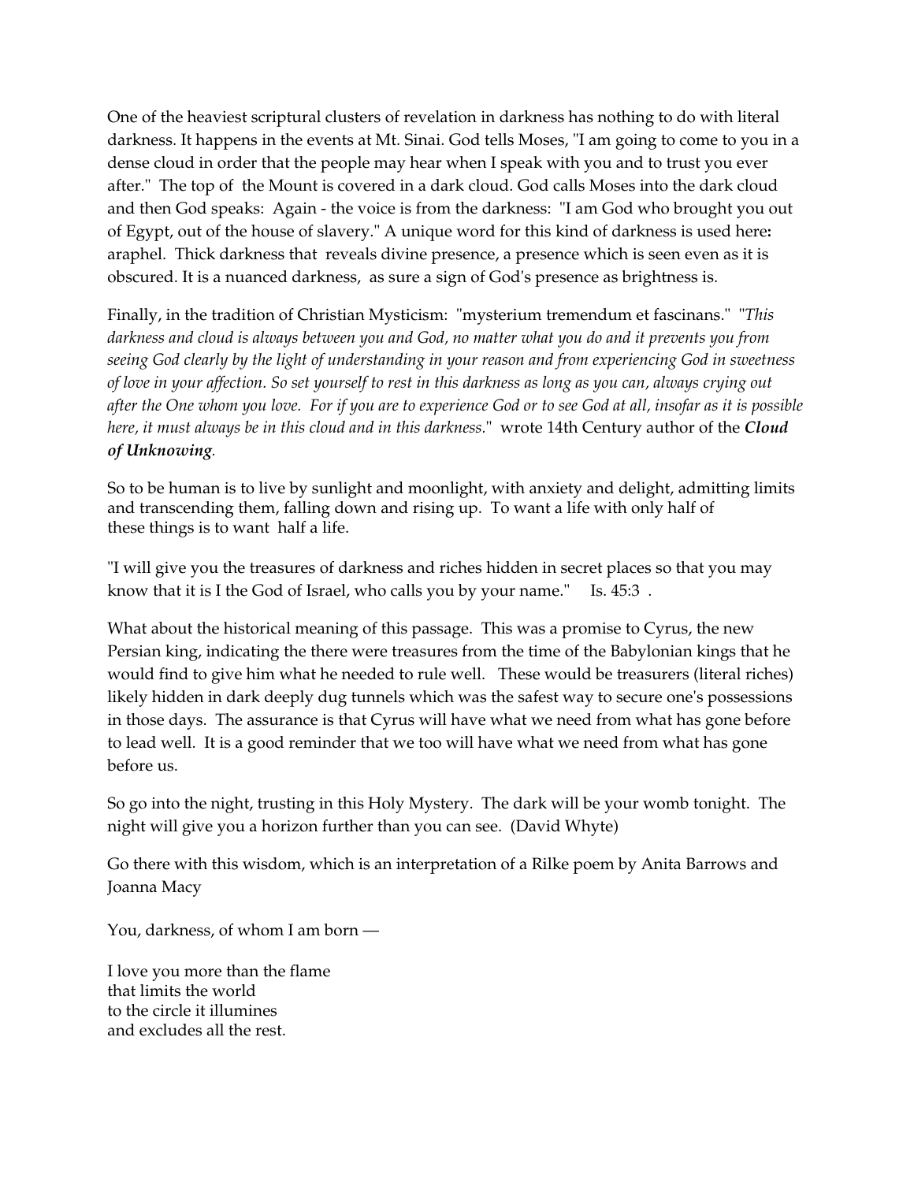One of the heaviest scriptural clusters of revelation in darkness has nothing to do with literal darkness. It happens in the events at Mt. Sinai. God tells Moses, "I am going to come to you in a dense cloud in order that the people may hear when I speak with you and to trust you ever after." The top of the Mount is covered in a dark cloud. God calls Moses into the dark cloud and then God speaks: Again - the voice is from the darkness: "I am God who brought you out of Egypt, out of the house of slavery." A unique word for this kind of darkness is used here**:** araphel. Thick darkness that reveals divine presence, a presence which is seen even as it is obscured. It is a nuanced darkness, as sure a sign of God's presence as brightness is.

Finally, in the tradition of Christian Mysticism: "mysterium tremendum et fascinans." "*This darkness and cloud is always between you and God, no matter what you do and it prevents you from seeing God clearly by the light of understanding in your reason and from experiencing God in sweetness of love in your affection. So set yourself to rest in this darkness as long as you can, always crying out after the One whom you love. For if you are to experience God or to see God at all, insofar as it is possible here, it must always be in this cloud and in this darkness.*" wrote 14th Century author of the ***Cloud of Unknowing**.*

So to be human is to live by sunlight and moonlight, with anxiety and delight, admitting limits and transcending them, falling down and rising up. To want a life with only half of these things is to want half a life.

"I will give you the treasures of darkness and riches hidden in secret places so that you may know that it is I the God of Israel, who calls you by your name." Is. 45:3 .

What about the historical meaning of this passage. This was a promise to Cyrus, the new Persian king, indicating the there were treasures from the time of the Babylonian kings that he would find to give him what he needed to rule well. These would be treasurers (literal riches) likely hidden in dark deeply dug tunnels which was the safest way to secure one's possessions in those days. The assurance is that Cyrus will have what we need from what has gone before to lead well. It is a good reminder that we too will have what we need from what has gone before us.

So go into the night, trusting in this Holy Mystery. The dark will be your womb tonight. The night will give you a horizon further than you can see. (David Whyte)

Go there with this wisdom, which is an interpretation of a Rilke poem by Anita Barrows and Joanna Macy

You, darkness, of whom I am born —

I love you more than the flame
that limits the world
to the circle it illumines
and excludes all the rest.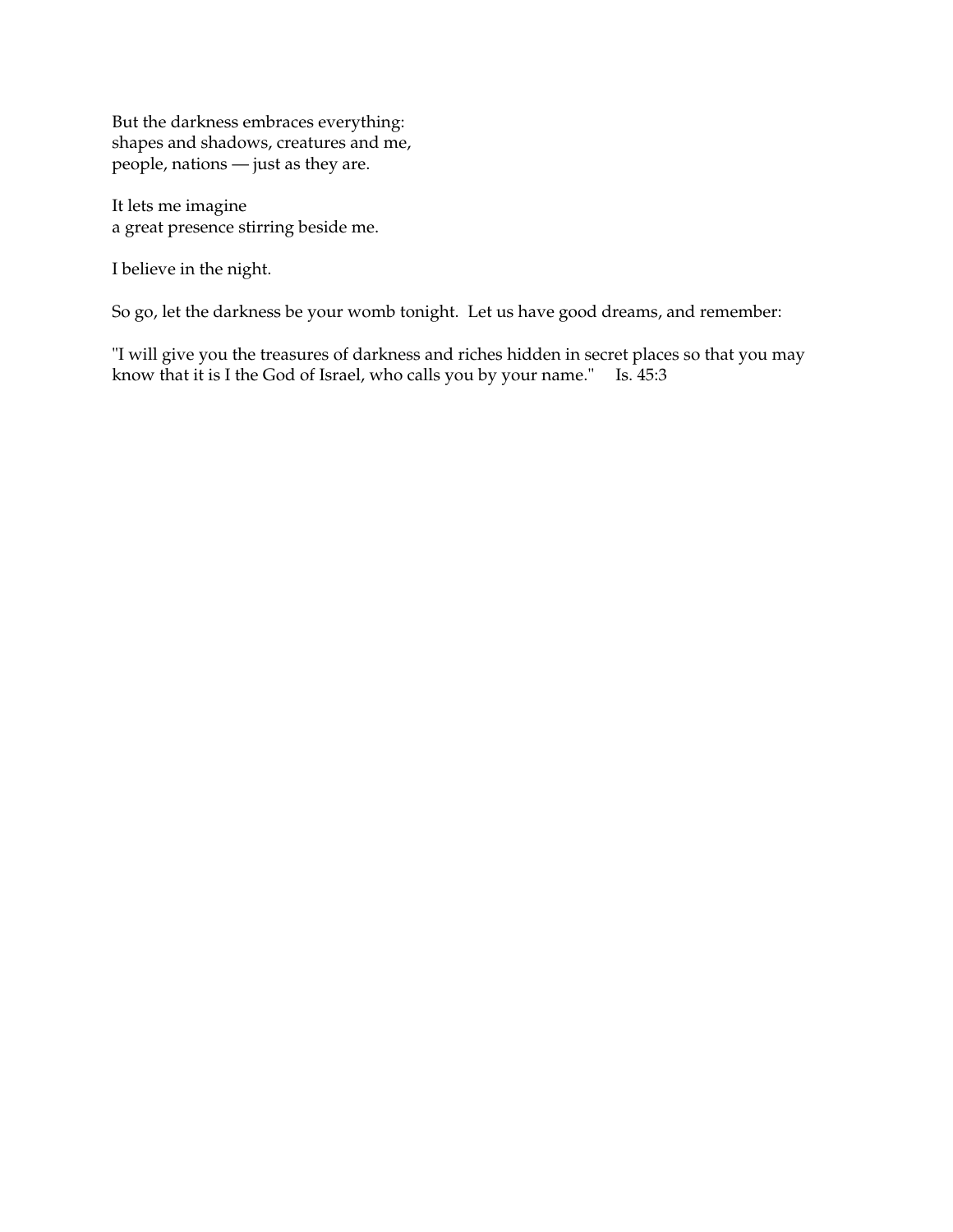But the darkness embraces everything:  
shapes and shadows, creatures and me,  
people, nations — just as they are.

It lets me imagine  
a great presence stirring beside me.

I believe in the night.

So go, let the darkness be your womb tonight. Let us have good dreams, and remember:

"I will give you the treasures of darkness and riches hidden in secret places so that you may know that it is I the God of Israel, who calls you by your name." Is. 45:3